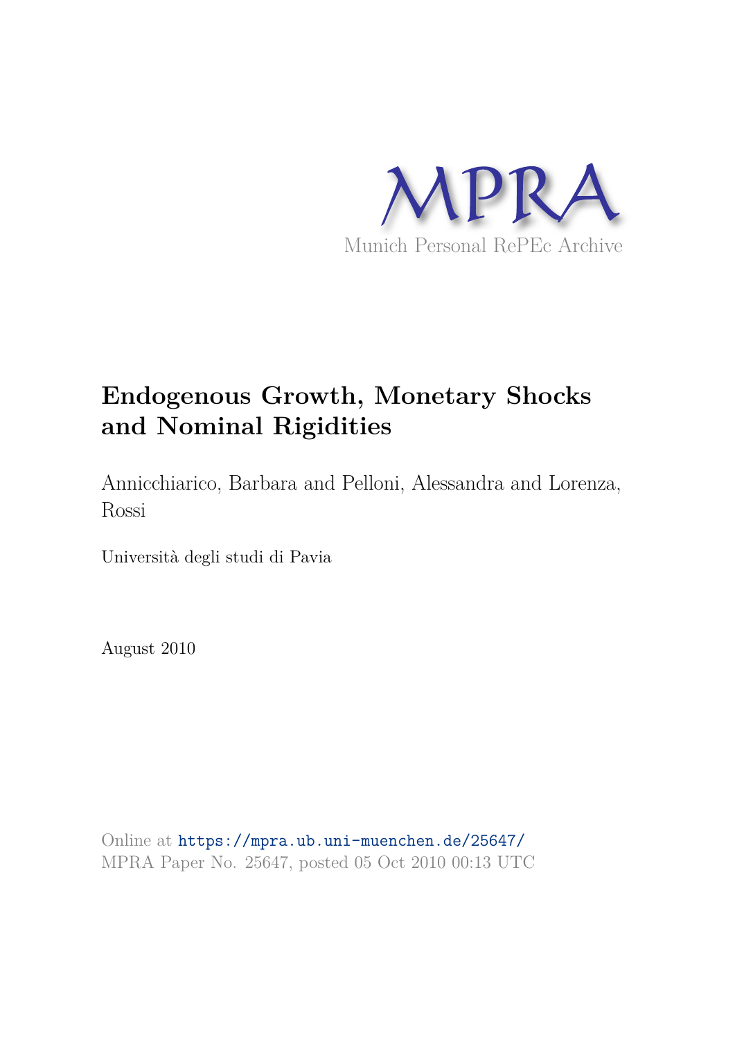MPRA

Munich Personal RePEc Archive

# Endogenous Growth, Monetary Shocks and Nominal Rigidities

Annicchiarico, Barbara and Pelloni, Alessandra and Lorenza, Rossi

Università degli studi di Pavia

August 2010

Online at https://mpra.ub.uni-muenchen.de/25647/
MPRA Paper No. 25647, posted 05 Oct 2010 00:13 UTC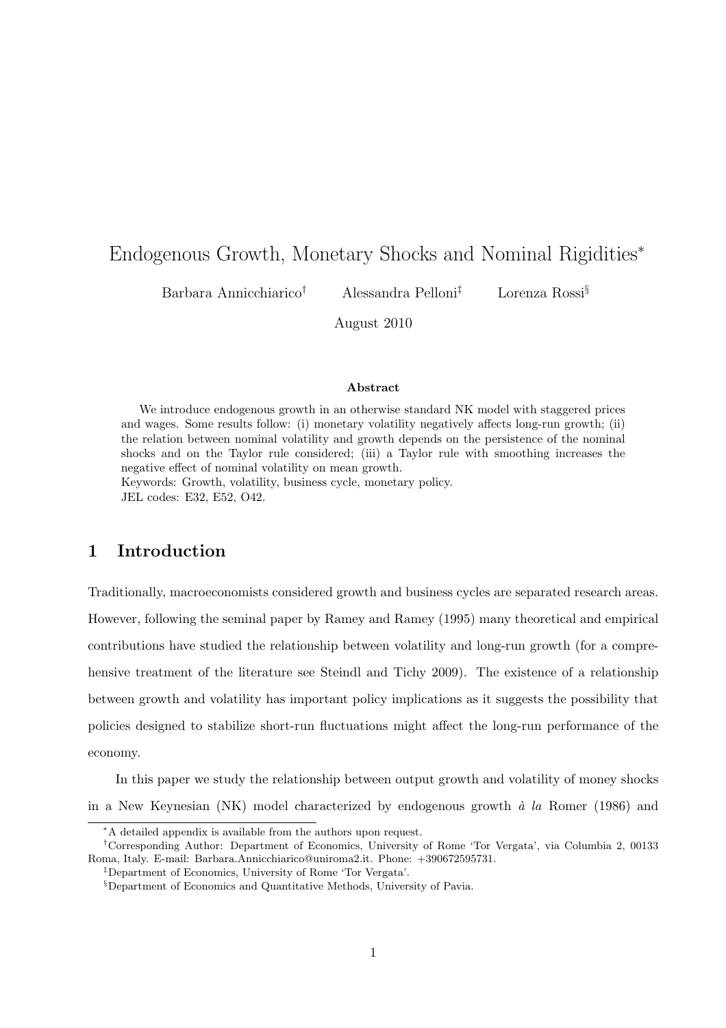# Endogenous Growth, Monetary Shocks and Nominal Rigidities*

Barbara Annicchiarico[†] Alessandra Pelloni[‡] Lorenza Rossi[§]

August 2010

### Abstract

We introduce endogenous growth in an otherwise standard NK model with staggered prices and wages. Some results follow: (i) monetary volatility negatively affects long-run growth; (ii) the relation between nominal volatility and growth depends on the persistence of the nominal shocks and on the Taylor rule considered; (iii) a Taylor rule with smoothing increases the negative effect of nominal volatility on mean growth.

Keywords: Growth, volatility, business cycle, monetary policy.

JEL codes: E32, E52, O42.

## 1 Introduction

Traditionally, macroeconomists considered growth and business cycles are separated research areas. However, following the seminal paper by Ramey and Ramey (1995) many theoretical and empirical contributions have studied the relationship between volatility and long-run growth (for a comprehensive treatment of the literature see Steindl and Tichy 2009). The existence of a relationship between growth and volatility has important policy implications as it suggests the possibility that policies designed to stabilize short-run fluctuations might affect the long-run performance of the economy.

In this paper we study the relationship between output growth and volatility of money shocks in a New Keynesian (NK) model characterized by endogenous growth *à la* Romer (1986) and

---

*A detailed appendix is available from the authors upon request.

†Corresponding Author: Department of Economics, University of Rome 'Tor Vergata', via Columbia 2, 00133 Roma, Italy. E-mail: Barbara.Annicchiarico@uniroma2.it. Phone: +390672595731.

‡Department of Economics, University of Rome 'Tor Vergata'.

§Department of Economics and Quantitative Methods, University of Pavia.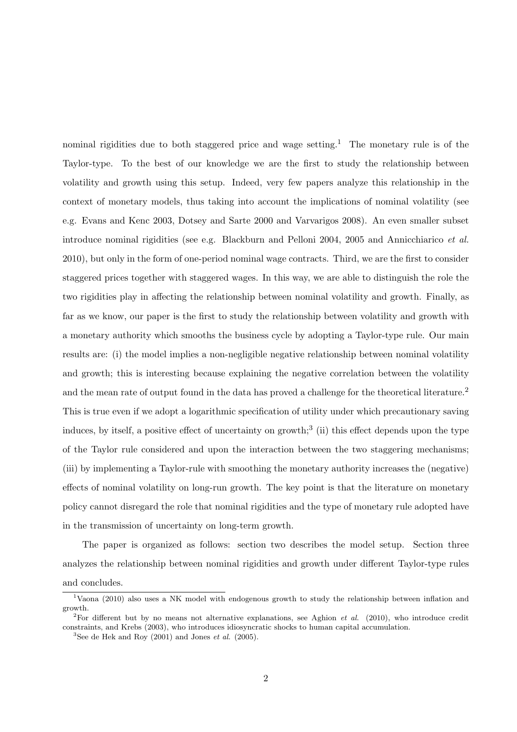nominal rigidities due to both staggered price and wage setting.[1] The monetary rule is of the Taylor-type. To the best of our knowledge we are the first to study the relationship between volatility and growth using this setup. Indeed, very few papers analyze this relationship in the context of monetary models, thus taking into account the implications of nominal volatility (see e.g. Evans and Kenc 2003, Dotsey and Sarte 2000 and Varvarigos 2008). An even smaller subset introduce nominal rigidities (see e.g. Blackburn and Pelloni 2004, 2005 and Annicchiarico *et al.* 2010), but only in the form of one-period nominal wage contracts. Third, we are the first to consider staggered prices together with staggered wages. In this way, we are able to distinguish the role the two rigidities play in affecting the relationship between nominal volatility and growth. Finally, as far as we know, our paper is the first to study the relationship between volatility and growth with a monetary authority which smooths the business cycle by adopting a Taylor-type rule. Our main results are: (i) the model implies a non-negligible negative relationship between nominal volatility and growth; this is interesting because explaining the negative correlation between the volatility and the mean rate of output found in the data has proved a challenge for the theoretical literature.[2] This is true even if we adopt a logarithmic specification of utility under which precautionary saving induces, by itself, a positive effect of uncertainty on growth;[3] (ii) this effect depends upon the type of the Taylor rule considered and upon the interaction between the two staggering mechanisms; (iii) by implementing a Taylor-rule with smoothing the monetary authority increases the (negative) effects of nominal volatility on long-run growth. The key point is that the literature on monetary policy cannot disregard the role that nominal rigidities and the type of monetary rule adopted have in the transmission of uncertainty on long-term growth.

The paper is organized as follows: section two describes the model setup. Section three analyzes the relationship between nominal rigidities and growth under different Taylor-type rules and concludes.

[1] Vaona (2010) also uses a NK model with endogenous growth to study the relationship between inflation and growth.

[2] For different but by no means not alternative explanations, see Aghion *et al.* (2010), who introduce credit constraints, and Krebs (2003), who introduces idiosyncratic shocks to human capital accumulation.

[3] See de Hek and Roy (2001) and Jones *et al.* (2005).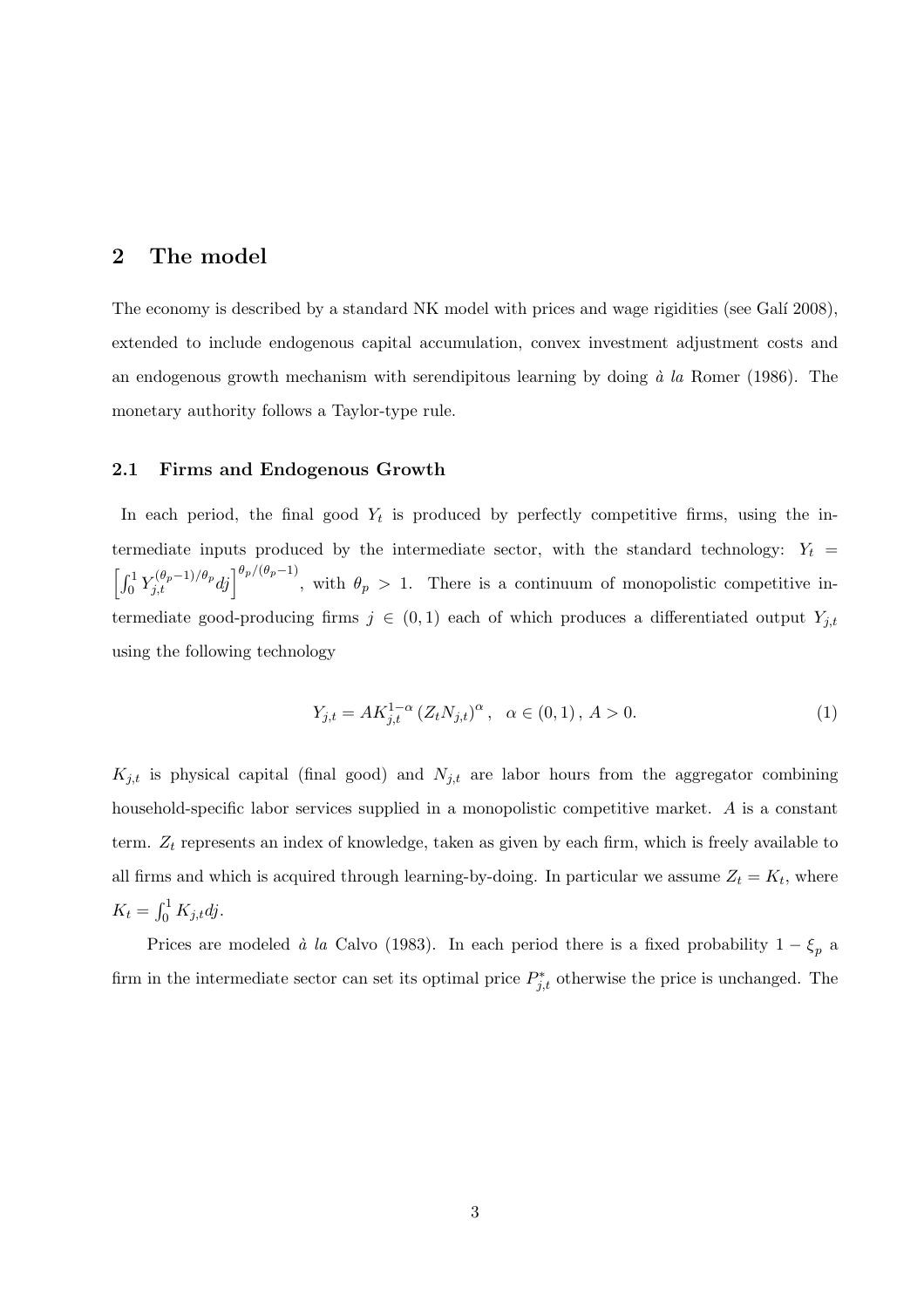## 2 The model

The economy is described by a standard NK model with prices and wage rigidities (see Galí 2008), extended to include endogenous capital accumulation, convex investment adjustment costs and an endogenous growth mechanism with serendipitous learning by doing *à la* Romer (1986). The monetary authority follows a Taylor-type rule.

### 2.1 Firms and Endogenous Growth

In each period, the final good $Y_t$ is produced by perfectly competitive firms, using the intermediate inputs produced by the intermediate sector, with the standard technology: $Y_t = \left[\int_0^1 Y_{j,t}^{(\theta_p - 1)/\theta_p} dj\right]^{\theta_p/(\theta_p - 1)}$, with $\theta_p > 1$. There is a continuum of monopolistic competitive intermediate good-producing firms $j \in (0, 1)$ each of which produces a differentiated output $Y_{j,t}$ using the following technology

$$Y_{j,t} = AK_{j,t}^{1-\alpha} \left(Z_t N_{j,t}\right)^{\alpha}, \quad \alpha \in (0, 1), \, A > 0. \tag{1}$$

$K_{j,t}$ is physical capital (final good) and $N_{j,t}$ are labor hours from the aggregator combining household-specific labor services supplied in a monopolistic competitive market. $A$ is a constant term. $Z_t$ represents an index of knowledge, taken as given by each firm, which is freely available to all firms and which is acquired through learning-by-doing. In particular we assume $Z_t = K_t$, where $K_t = \int_0^1 K_{j,t} dj$.

Prices are modeled *à la* Calvo (1983). In each period there is a fixed probability $1 - \xi_p$ a firm in the intermediate sector can set its optimal price $P_{j,t}^*$ otherwise the price is unchanged. The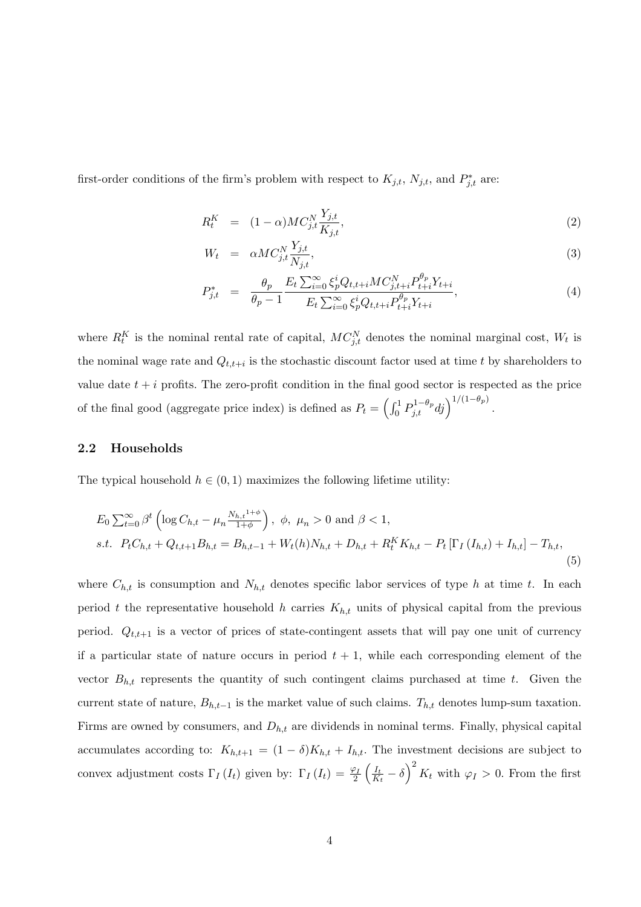first-order conditions of the firm's problem with respect to $K_{j,t}$, $N_{j,t}$, and $P^*_{j,t}$ are:

$$
\begin{aligned}
R_t^K &= (1-\alpha) MC_{j,t}^N \frac{Y_{j,t}}{K_{j,t}}, && (2)\\
W_t &= \alpha MC_{j,t}^N \frac{Y_{j,t}}{N_{j,t}}, && (3)\\
P^*_{j,t} &= \frac{\theta_p}{\theta_p - 1} \frac{E_t \sum_{i=0}^{\infty} \xi_p^i Q_{t,t+i} MC_{j,t+i}^N P_{t+i}^{\theta_p} Y_{t+i}}{E_t \sum_{i=0}^{\infty} \xi_p^i Q_{t,t+i} P_{t+i}^{\theta_p} Y_{t+i}}, && (4)
\end{aligned}
$$

where $R_t^K$ is the nominal rental rate of capital, $MC_{j,t}^N$ denotes the nominal marginal cost, $W_t$ is the nominal wage rate and $Q_{t,t+i}$ is the stochastic discount factor used at time $t$ by shareholders to value date $t+i$ profits. The zero-profit condition in the final good sector is respected as the price of the final good (aggregate price index) is defined as $P_t = \left( \int_0^1 P_{j,t}^{1-\theta_p} dj \right)^{1/(1-\theta_p)}$.

## 2.2 Households

The typical household $h \in (0,1)$ maximizes the following lifetime utility:

$$
\begin{aligned}
& E_0 \sum_{t=0}^{\infty} \beta^t \left( \log C_{h,t} - \mu_n \frac{N_{h,t}{}^{1+\phi}}{1+\phi} \right), \ \phi, \ \mu_n > 0 \text{ and } \beta < 1, \\
& s.t. \ \ P_t C_{h,t} + Q_{t,t+1} B_{h,t} = B_{h,t-1} + W_t(h) N_{h,t} + D_{h,t} + R_t^K K_{h,t} - P_t \left[ \Gamma_I \left( I_{h,t} \right) + I_{h,t} \right] - T_{h,t},
\end{aligned}
\tag{5}
$$

where $C_{h,t}$ is consumption and $N_{h,t}$ denotes specific labor services of type $h$ at time $t$. In each period $t$ the representative household $h$ carries $K_{h,t}$ units of physical capital from the previous period. $Q_{t,t+1}$ is a vector of prices of state-contingent assets that will pay one unit of currency if a particular state of nature occurs in period $t+1$, while each corresponding element of the vector $B_{h,t}$ represents the quantity of such contingent claims purchased at time $t$. Given the current state of nature, $B_{h,t-1}$ is the market value of such claims. $T_{h,t}$ denotes lump-sum taxation. Firms are owned by consumers, and $D_{h,t}$ are dividends in nominal terms. Finally, physical capital accumulates according to: $K_{h,t+1} = (1-\delta) K_{h,t} + I_{h,t}$. The investment decisions are subject to convex adjustment costs $\Gamma_I \left( I_t \right)$ given by: $\Gamma_I \left( I_t \right) = \frac{\varphi_I}{2} \left( \frac{I_t}{K_t} - \delta \right)^2 K_t$ with $\varphi_I > 0$. From the first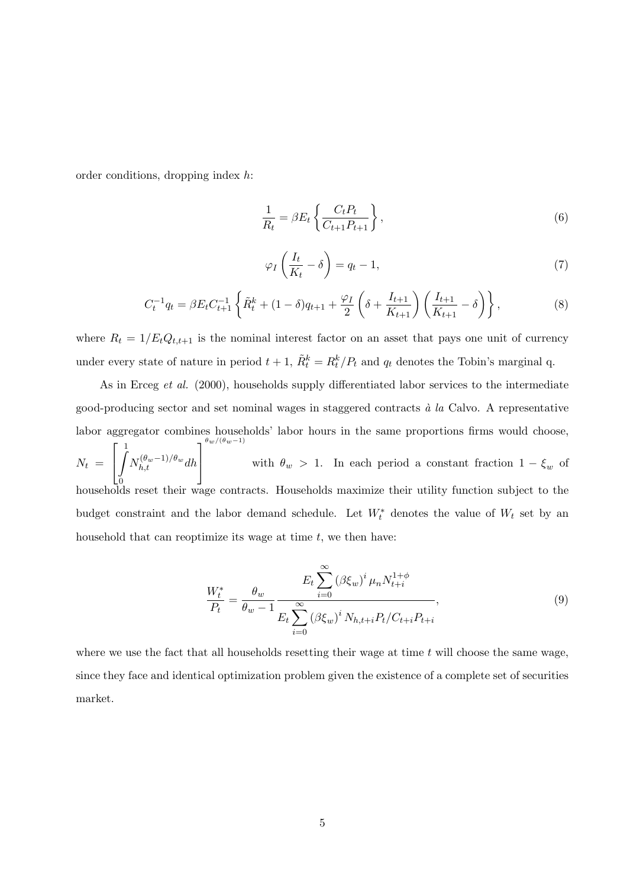order conditions, dropping index $h$:

$$\frac{1}{R_t} = \beta E_t \left\{ \frac{C_t P_t}{C_{t+1} P_{t+1}} \right\}, \tag{6}$$

$$\varphi_I \left( \frac{I_t}{K_t} - \delta \right) = q_t - 1, \tag{7}$$

$$C_t^{-1} q_t = \beta E_t C_{t+1}^{-1} \left\{ \tilde{R}_t^k + (1-\delta) q_{t+1} + \frac{\varphi_I}{2} \left( \delta + \frac{I_{t+1}}{K_{t+1}} \right) \left( \frac{I_{t+1}}{K_{t+1}} - \delta \right) \right\}, \tag{8}$$

where $R_t = 1/E_t Q_{t,t+1}$ is the nominal interest factor on an asset that pays one unit of currency under every state of nature in period $t+1$, $\tilde{R}_t^k = R_t^k / P_t$ and $q_t$ denotes the Tobin's marginal q.

As in Erceg *et al.* (2000), households supply differentiated labor services to the intermediate good-producing sector and set nominal wages in staggered contracts *à la* Calvo. A representative labor aggregator combines households' labor hours in the same proportions firms would choose, $N_t = \left[ \int_0^1 N_{h,t}^{(\theta_w - 1)/\theta_w} dh \right]^{\theta_w/(\theta_w - 1)}$ with $\theta_w > 1$. In each period a constant fraction $1 - \xi_w$ of households reset their wage contracts. Households maximize their utility function subject to the budget constraint and the labor demand schedule. Let $W_t^*$ denotes the value of $W_t$ set by an household that can reoptimize its wage at time $t$, we then have:

$$\frac{W_t^*}{P_t} = \frac{\theta_w}{\theta_w - 1} \frac{E_t \sum_{i=0}^{\infty} (\beta \xi_w)^i \mu_n N_{t+i}^{1+\phi}}{E_t \sum_{i=0}^{\infty} (\beta \xi_w)^i N_{h,t+i} P_t / C_{t+i} P_{t+i}}, \tag{9}$$

where we use the fact that all households resetting their wage at time $t$ will choose the same wage, since they face and identical optimization problem given the existence of a complete set of securities market.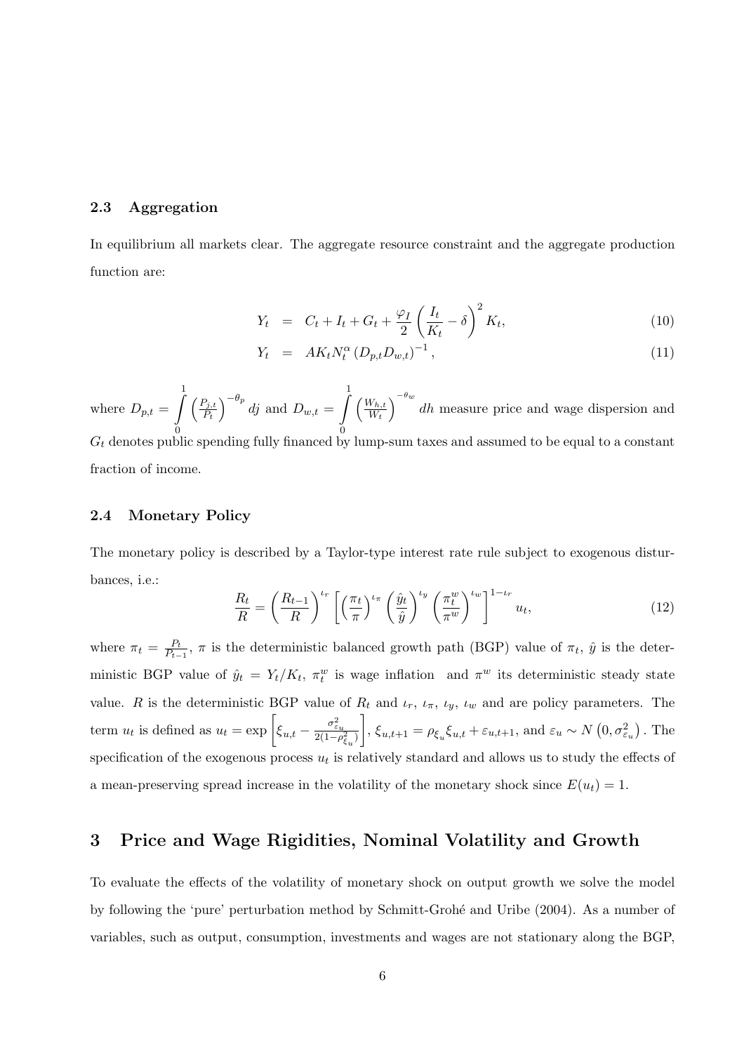### 2.3 Aggregation

In equilibrium all markets clear. The aggregate resource constraint and the aggregate production function are:

$$
\begin{aligned}
Y_t &= C_t + I_t + G_t + \frac{\varphi_I}{2}\left(\frac{I_t}{K_t} - \delta\right)^2 K_t, && (10)\\
Y_t &= A K_t N_t^{\alpha} \left(D_{p,t} D_{w,t}\right)^{-1}, && (11)
\end{aligned}
$$

where $D_{p,t} = \int\limits_0^1 \left(\frac{P_{j,t}}{P_t}\right)^{-\theta_p} dj$ and $D_{w,t} = \int\limits_0^1 \left(\frac{W_{h,t}}{W_t}\right)^{-\theta_w} dh$ measure price and wage dispersion and $G_t$ denotes public spending fully financed by lump-sum taxes and assumed to be equal to a constant fraction of income.

### 2.4 Monetary Policy

The monetary policy is described by a Taylor-type interest rate rule subject to exogenous disturbances, i.e.:

$$
\frac{R_t}{R} = \left(\frac{R_{t-1}}{R}\right)^{\iota_r} \left[\left(\frac{\pi_t}{\pi}\right)^{\iota_\pi} \left(\frac{\hat{y}_t}{\hat{y}}\right)^{\iota_y} \left(\frac{\pi_t^w}{\pi^w}\right)^{\iota_w}\right]^{1-\iota_r} u_t, \tag{12}
$$

where $\pi_t = \frac{P_t}{P_{t-1}}$, $\pi$ is the deterministic balanced growth path (BGP) value of $\pi_t$, $\hat{y}$ is the deterministic BGP value of $\hat{y}_t = Y_t/K_t$, $\pi_t^w$ is wage inflation and $\pi^w$ its deterministic steady state value. $R$ is the deterministic BGP value of $R_t$ and $\iota_r$, $\iota_\pi$, $\iota_y$, $\iota_w$ and are policy parameters. The term $u_t$ is defined as $u_t = \exp\left[\xi_{u,t} - \frac{\sigma_{\varepsilon_u}^2}{2(1-\rho_{\xi_u}^2)}\right]$, $\xi_{u,t+1} = \rho_{\xi_u}\xi_{u,t} + \varepsilon_{u,t+1}$, and $\varepsilon_u \sim N\left(0, \sigma_{\varepsilon_u}^2\right)$. The specification of the exogenous process $u_t$ is relatively standard and allows us to study the effects of a mean-preserving spread increase in the volatility of the monetary shock since $E(u_t) = 1$.

## 3 Price and Wage Rigidities, Nominal Volatility and Growth

To evaluate the effects of the volatility of monetary shock on output growth we solve the model by following the 'pure' perturbation method by Schmitt-Grohé and Uribe (2004). As a number of variables, such as output, consumption, investments and wages are not stationary along the BGP,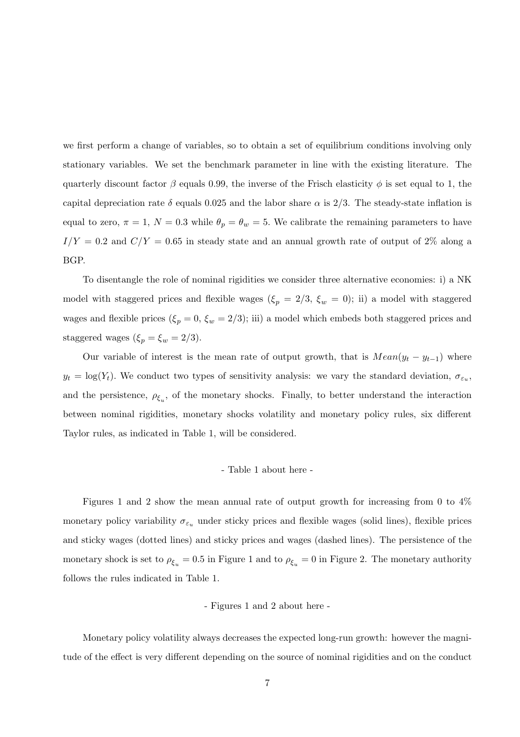we first perform a change of variables, so to obtain a set of equilibrium conditions involving only stationary variables. We set the benchmark parameter in line with the existing literature. The quarterly discount factor $\beta$ equals 0.99, the inverse of the Frisch elasticity $\phi$ is set equal to 1, the capital depreciation rate $\delta$ equals 0.025 and the labor share $\alpha$ is 2/3. The steady-state inflation is equal to zero, $\pi = 1$, $N = 0.3$ while $\theta_p = \theta_w = 5$. We calibrate the remaining parameters to have $I/Y = 0.2$ and $C/Y = 0.65$ in steady state and an annual growth rate of output of 2% along a BGP.

To disentangle the role of nominal rigidities we consider three alternative economies: i) a NK model with staggered prices and flexible wages ($\xi_p = 2/3$, $\xi_w = 0$); ii) a model with staggered wages and flexible prices ($\xi_p = 0$, $\xi_w = 2/3$); iii) a model which embeds both staggered prices and staggered wages ($\xi_p = \xi_w = 2/3$).

Our variable of interest is the mean rate of output growth, that is $Mean(y_t - y_{t-1})$ where $y_t = \log(Y_t)$. We conduct two types of sensitivity analysis: we vary the standard deviation, $\sigma_{\varepsilon_u}$, and the persistence, $\rho_{\xi_u}$, of the monetary shocks. Finally, to better understand the interaction between nominal rigidities, monetary shocks volatility and monetary policy rules, six different Taylor rules, as indicated in Table 1, will be considered.

- Table 1 about here -

Figures 1 and 2 show the mean annual rate of output growth for increasing from 0 to 4% monetary policy variability $\sigma_{\varepsilon_u}$ under sticky prices and flexible wages (solid lines), flexible prices and sticky wages (dotted lines) and sticky prices and wages (dashed lines). The persistence of the monetary shock is set to $\rho_{\xi_u} = 0.5$ in Figure 1 and to $\rho_{\xi_u} = 0$ in Figure 2. The monetary authority follows the rules indicated in Table 1.

- Figures 1 and 2 about here -

Monetary policy volatility always decreases the expected long-run growth: however the magnitude of the effect is very different depending on the source of nominal rigidities and on the conduct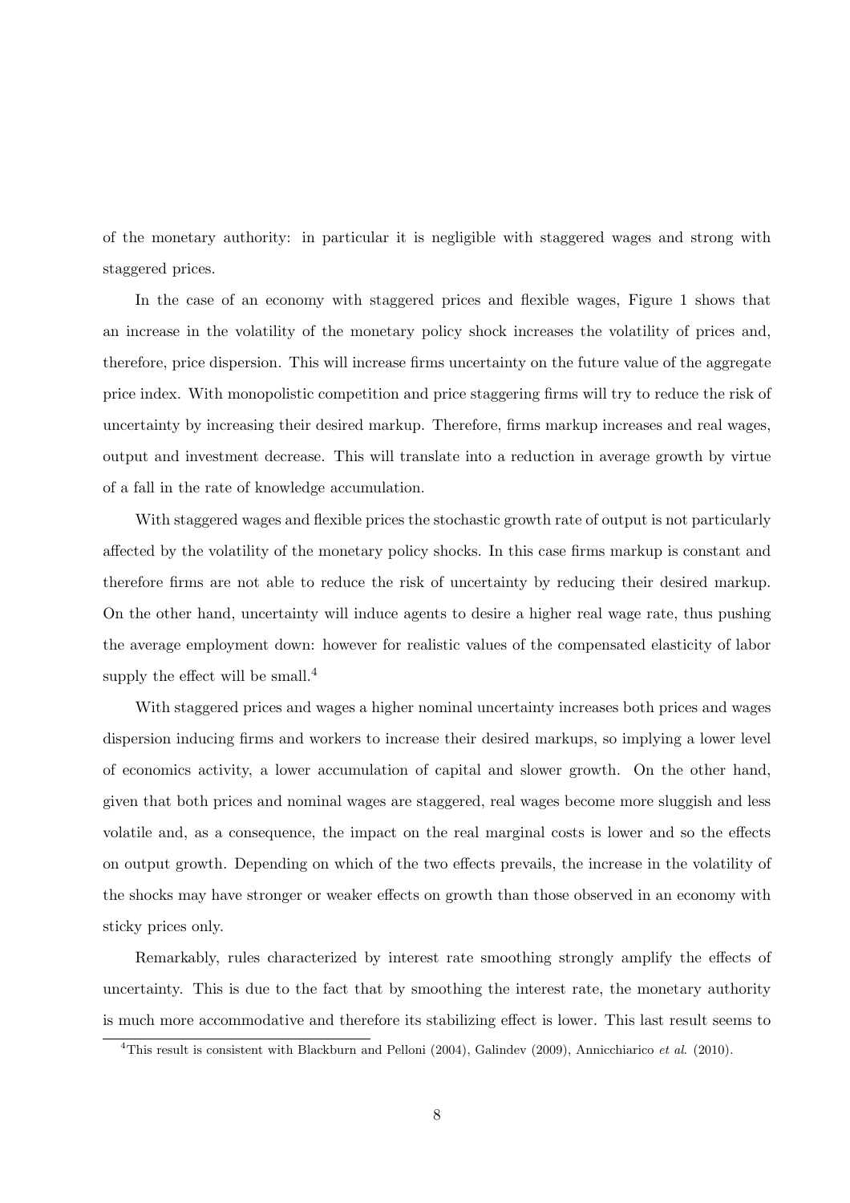of the monetary authority: in particular it is negligible with staggered wages and strong with staggered prices.

In the case of an economy with staggered prices and flexible wages, Figure 1 shows that an increase in the volatility of the monetary policy shock increases the volatility of prices and, therefore, price dispersion. This will increase firms uncertainty on the future value of the aggregate price index. With monopolistic competition and price staggering firms will try to reduce the risk of uncertainty by increasing their desired markup. Therefore, firms markup increases and real wages, output and investment decrease. This will translate into a reduction in average growth by virtue of a fall in the rate of knowledge accumulation.

With staggered wages and flexible prices the stochastic growth rate of output is not particularly affected by the volatility of the monetary policy shocks. In this case firms markup is constant and therefore firms are not able to reduce the risk of uncertainty by reducing their desired markup. On the other hand, uncertainty will induce agents to desire a higher real wage rate, thus pushing the average employment down: however for realistic values of the compensated elasticity of labor supply the effect will be small.[4]

With staggered prices and wages a higher nominal uncertainty increases both prices and wages dispersion inducing firms and workers to increase their desired markups, so implying a lower level of economics activity, a lower accumulation of capital and slower growth. On the other hand, given that both prices and nominal wages are staggered, real wages become more sluggish and less volatile and, as a consequence, the impact on the real marginal costs is lower and so the effects on output growth. Depending on which of the two effects prevails, the increase in the volatility of the shocks may have stronger or weaker effects on growth than those observed in an economy with sticky prices only.

Remarkably, rules characterized by interest rate smoothing strongly amplify the effects of uncertainty. This is due to the fact that by smoothing the interest rate, the monetary authority is much more accommodative and therefore its stabilizing effect is lower. This last result seems to

[4]This result is consistent with Blackburn and Pelloni (2004), Galindev (2009), Annicchiarico *et al.* (2010).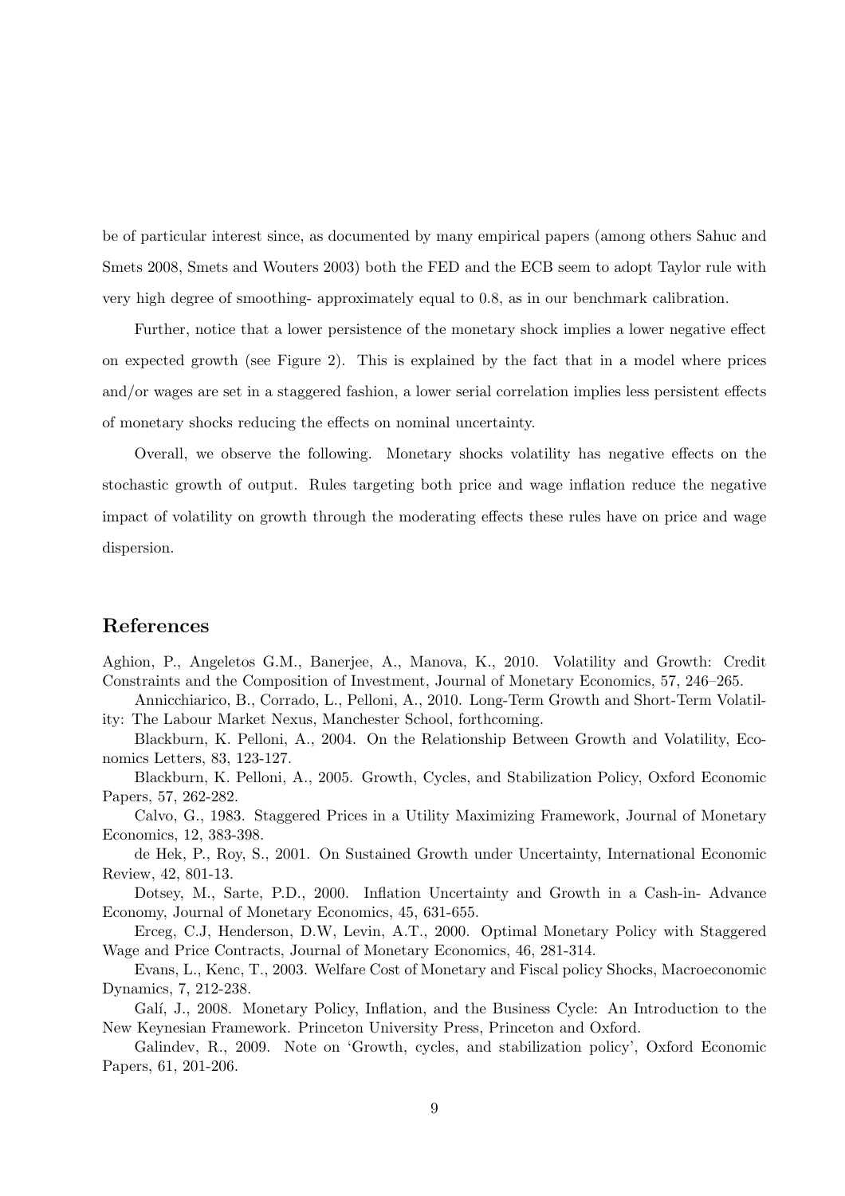be of particular interest since, as documented by many empirical papers (among others Sahuc and Smets 2008, Smets and Wouters 2003) both the FED and the ECB seem to adopt Taylor rule with very high degree of smoothing- approximately equal to 0.8, as in our benchmark calibration.

Further, notice that a lower persistence of the monetary shock implies a lower negative effect on expected growth (see Figure 2). This is explained by the fact that in a model where prices and/or wages are set in a staggered fashion, a lower serial correlation implies less persistent effects of monetary shocks reducing the effects on nominal uncertainty.

Overall, we observe the following. Monetary shocks volatility has negative effects on the stochastic growth of output. Rules targeting both price and wage inflation reduce the negative impact of volatility on growth through the moderating effects these rules have on price and wage dispersion.

## References

Aghion, P., Angeletos G.M., Banerjee, A., Manova, K., 2010. Volatility and Growth: Credit Constraints and the Composition of Investment, Journal of Monetary Economics, 57, 246–265.

Annicchiarico, B., Corrado, L., Pelloni, A., 2010. Long-Term Growth and Short-Term Volatility: The Labour Market Nexus, Manchester School, forthcoming.

Blackburn, K. Pelloni, A., 2004. On the Relationship Between Growth and Volatility, Economics Letters, 83, 123-127.

Blackburn, K. Pelloni, A., 2005. Growth, Cycles, and Stabilization Policy, Oxford Economic Papers, 57, 262-282.

Calvo, G., 1983. Staggered Prices in a Utility Maximizing Framework, Journal of Monetary Economics, 12, 383-398.

de Hek, P., Roy, S., 2001. On Sustained Growth under Uncertainty, International Economic Review, 42, 801-13.

Dotsey, M., Sarte, P.D., 2000. Inflation Uncertainty and Growth in a Cash-in- Advance Economy, Journal of Monetary Economics, 45, 631-655.

Erceg, C.J, Henderson, D.W, Levin, A.T., 2000. Optimal Monetary Policy with Staggered Wage and Price Contracts, Journal of Monetary Economics, 46, 281-314.

Evans, L., Kenc, T., 2003. Welfare Cost of Monetary and Fiscal policy Shocks, Macroeconomic Dynamics, 7, 212-238.

Galí, J., 2008. Monetary Policy, Inflation, and the Business Cycle: An Introduction to the New Keynesian Framework. Princeton University Press, Princeton and Oxford.

Galindev, R., 2009. Note on 'Growth, cycles, and stabilization policy', Oxford Economic Papers, 61, 201-206.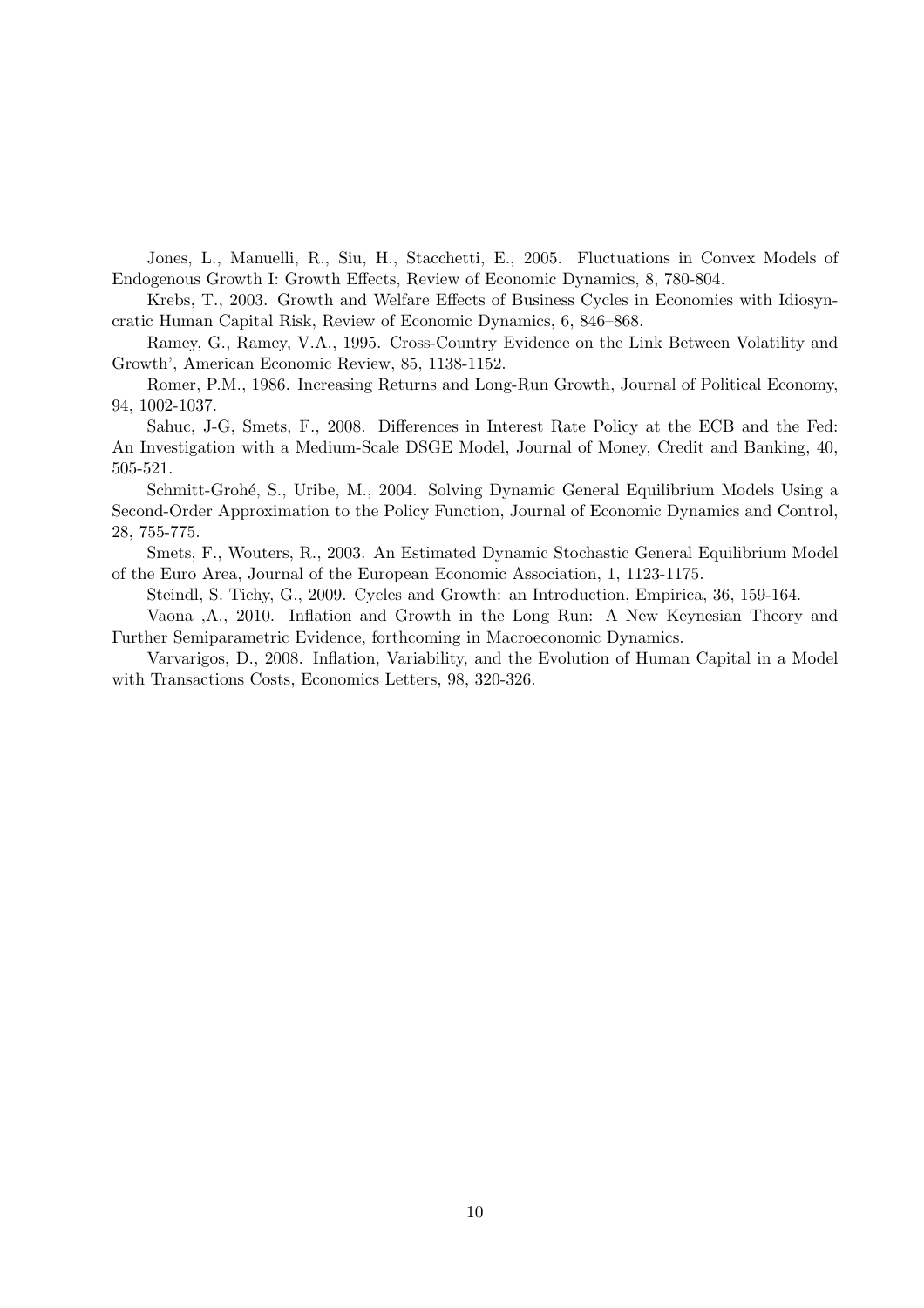Jones, L., Manuelli, R., Siu, H., Stacchetti, E., 2005. Fluctuations in Convex Models of Endogenous Growth I: Growth Effects, Review of Economic Dynamics, 8, 780-804.

Krebs, T., 2003. Growth and Welfare Effects of Business Cycles in Economies with Idiosyncratic Human Capital Risk, Review of Economic Dynamics, 6, 846–868.

Ramey, G., Ramey, V.A., 1995. Cross-Country Evidence on the Link Between Volatility and Growth', American Economic Review, 85, 1138-1152.

Romer, P.M., 1986. Increasing Returns and Long-Run Growth, Journal of Political Economy, 94, 1002-1037.

Sahuc, J-G, Smets, F., 2008. Differences in Interest Rate Policy at the ECB and the Fed: An Investigation with a Medium-Scale DSGE Model, Journal of Money, Credit and Banking, 40, 505-521.

Schmitt-Grohé, S., Uribe, M., 2004. Solving Dynamic General Equilibrium Models Using a Second-Order Approximation to the Policy Function, Journal of Economic Dynamics and Control, 28, 755-775.

Smets, F., Wouters, R., 2003. An Estimated Dynamic Stochastic General Equilibrium Model of the Euro Area, Journal of the European Economic Association, 1, 1123-1175.

Steindl, S. Tichy, G., 2009. Cycles and Growth: an Introduction, Empirica, 36, 159-164.

Vaona ,A., 2010. Inflation and Growth in the Long Run: A New Keynesian Theory and Further Semiparametric Evidence, forthcoming in Macroeconomic Dynamics.

Varvarigos, D., 2008. Inflation, Variability, and the Evolution of Human Capital in a Model with Transactions Costs, Economics Letters, 98, 320-326.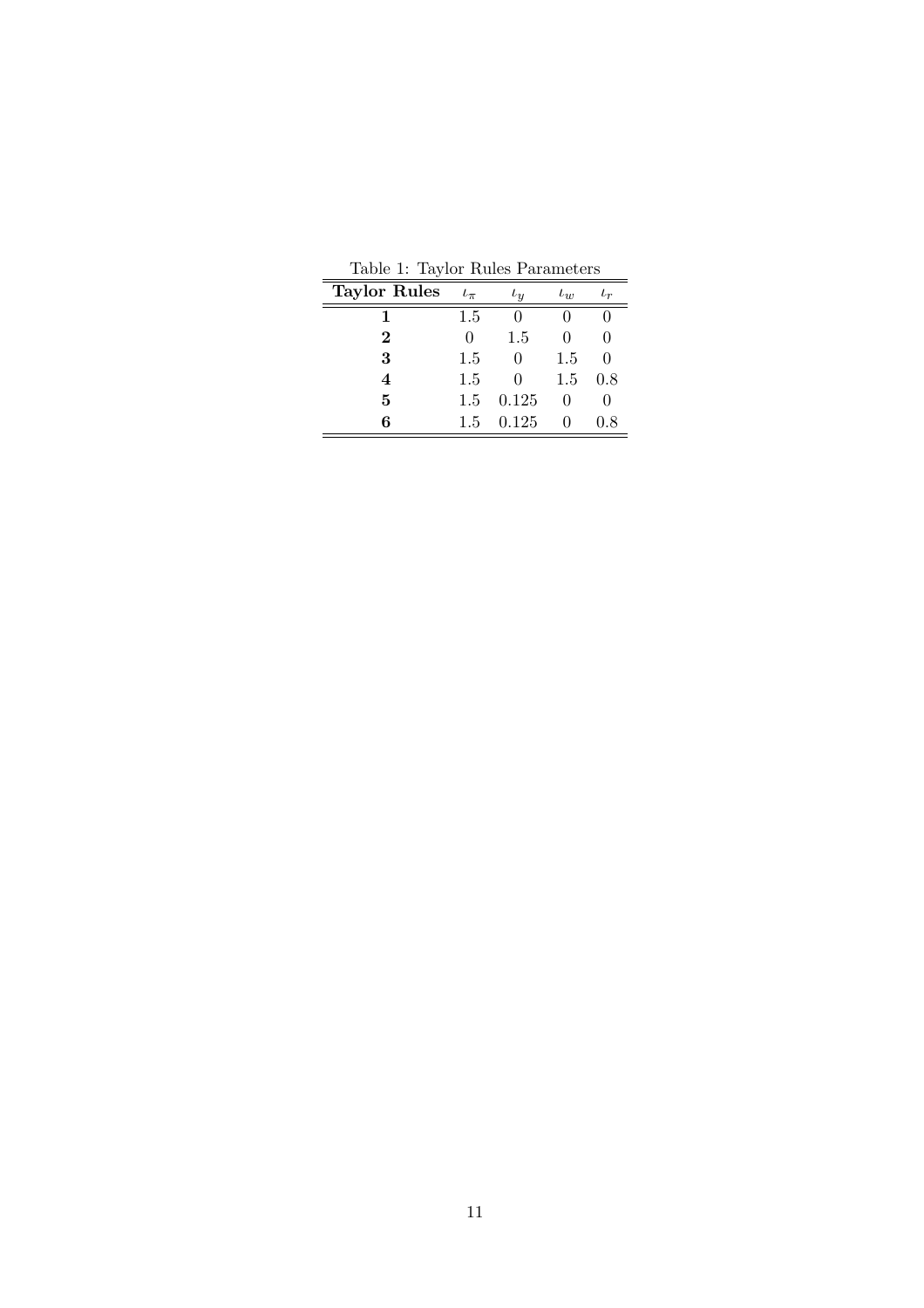Table 1: Taylor Rules Parameters

| **Taylor Rules** | $\iota_\pi$ | $\iota_y$ | $\iota_w$ | $\iota_r$ |
|---|---|---|---|---|
| **1** | 1.5 | 0 | 0 | 0 |
| **2** | 0 | 1.5 | 0 | 0 |
| **3** | 1.5 | 0 | 1.5 | 0 |
| **4** | 1.5 | 0 | 1.5 | 0.8 |
| **5** | 1.5 | 0.125 | 0 | 0 |
| **6** | 1.5 | 0.125 | 0 | 0.8 |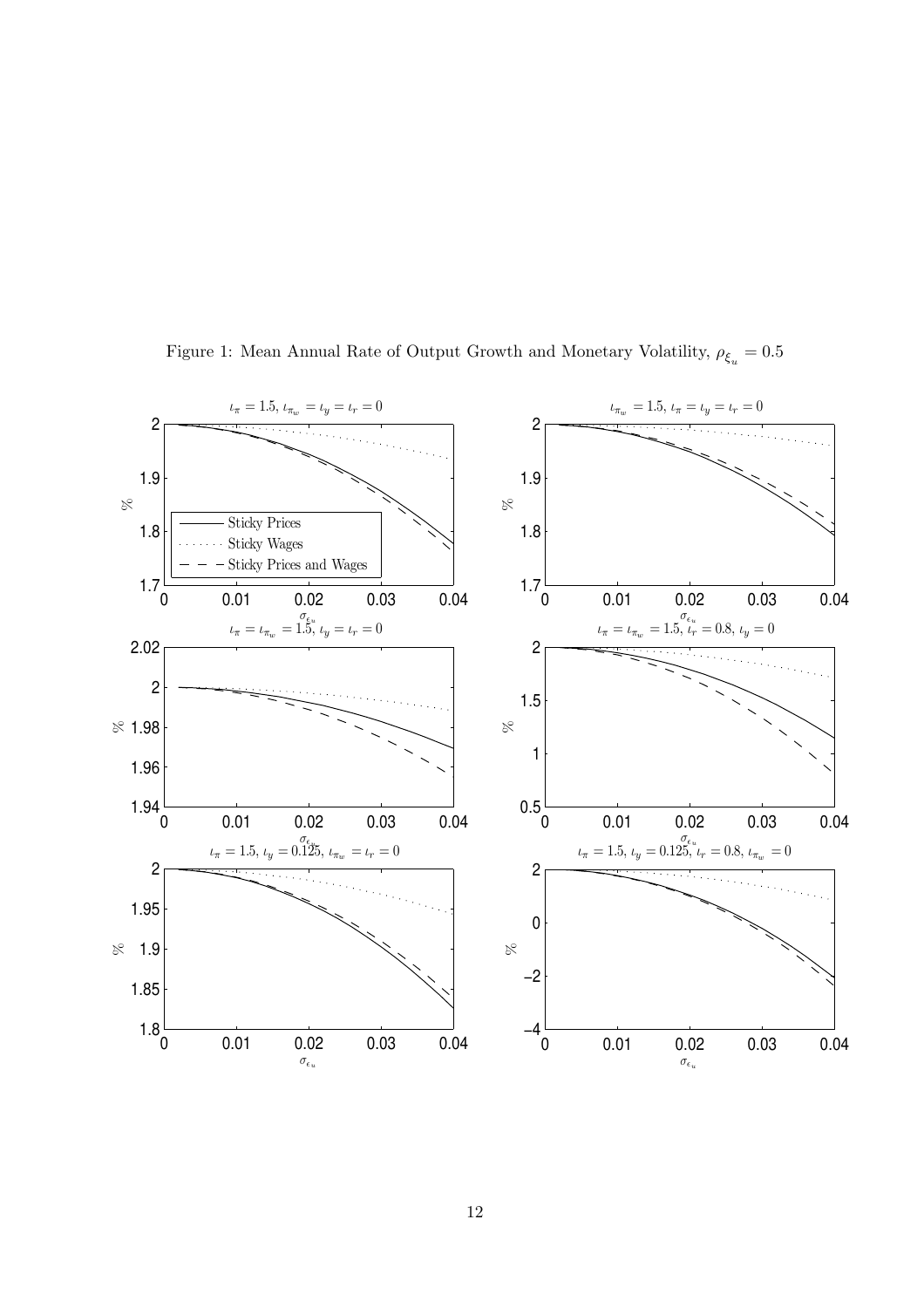Figure 1: Mean Annual Rate of Output Growth and Monetary Volatility, $\rho_{\xi_u} = 0.5$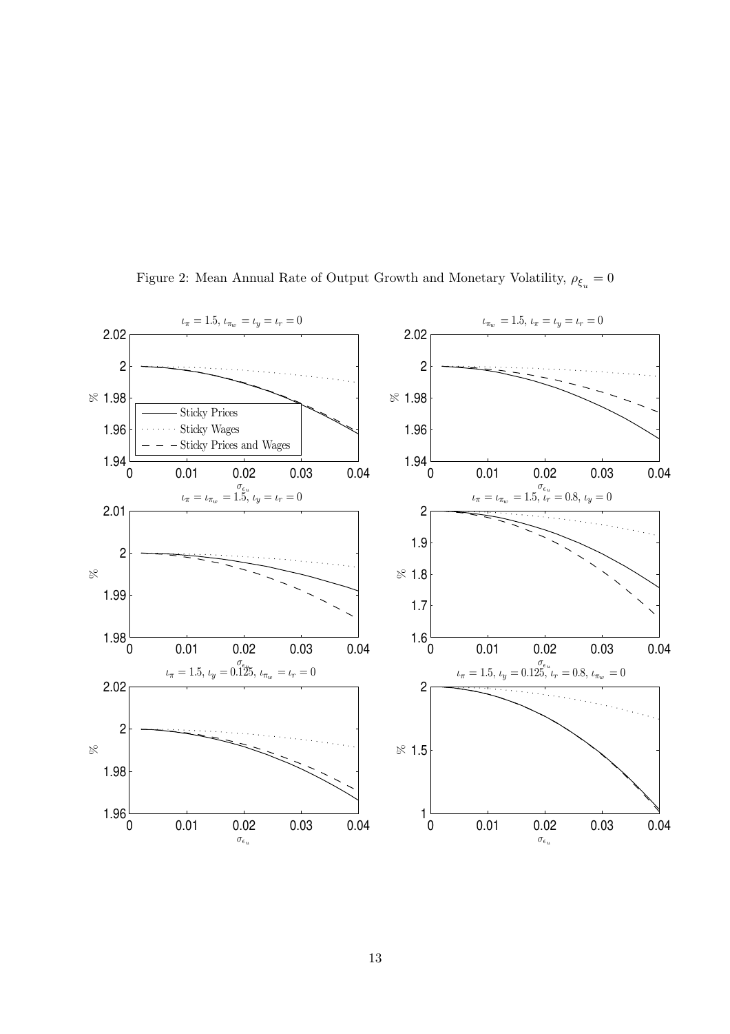Figure 2: Mean Annual Rate of Output Growth and Monetary Volatility, $\rho_{\xi_u} = 0$

$\iota_\pi = 1.5$, $\iota_{\pi_w} = \iota_y = \iota_r = 0$

2.02
2
1.98
1.96
1.94
%
0
0.01
0.02
0.03
0.04
$\sigma_{\epsilon_u}$

Sticky Prices
Sticky Wages
Sticky Prices and Wages

$\iota_{\pi_w} = 1.5$, $\iota_\pi = \iota_y = \iota_r = 0$

2.02
2
1.98
1.96
1.94
%
0
0.01
0.02
0.03
0.04
$\sigma_{\epsilon_u}$

$\iota_\pi = \iota_{\pi_w} = 1.5$, $\iota_y = \iota_r = 0$

2.01
2
1.99
1.98
%
0
0.01
0.02
0.03
0.04
$\sigma_{\epsilon_u}$

$\iota_\pi = \iota_{\pi_w} = 1.5$, $\iota_r = 0.8$, $\iota_y = 0$

2
1.9
1.8
1.7
1.6
%
0
0.01
0.02
0.03
0.04
$\sigma_{\epsilon_u}$

$\iota_\pi = 1.5$, $\iota_y = 0.125$, $\iota_{\pi_w} = \iota_r = 0$

2.02
2
1.98
1.96
%
0
0.01
0.02
0.03
0.04
$\sigma_{\epsilon_u}$

$\iota_\pi = 1.5$, $\iota_y = 0.125$, $\iota_r = 0.8$, $\iota_{\pi_w} = 0$

2
1.5
1
%
0
0.01
0.02
0.03
0.04
$\sigma_{\epsilon_u}$